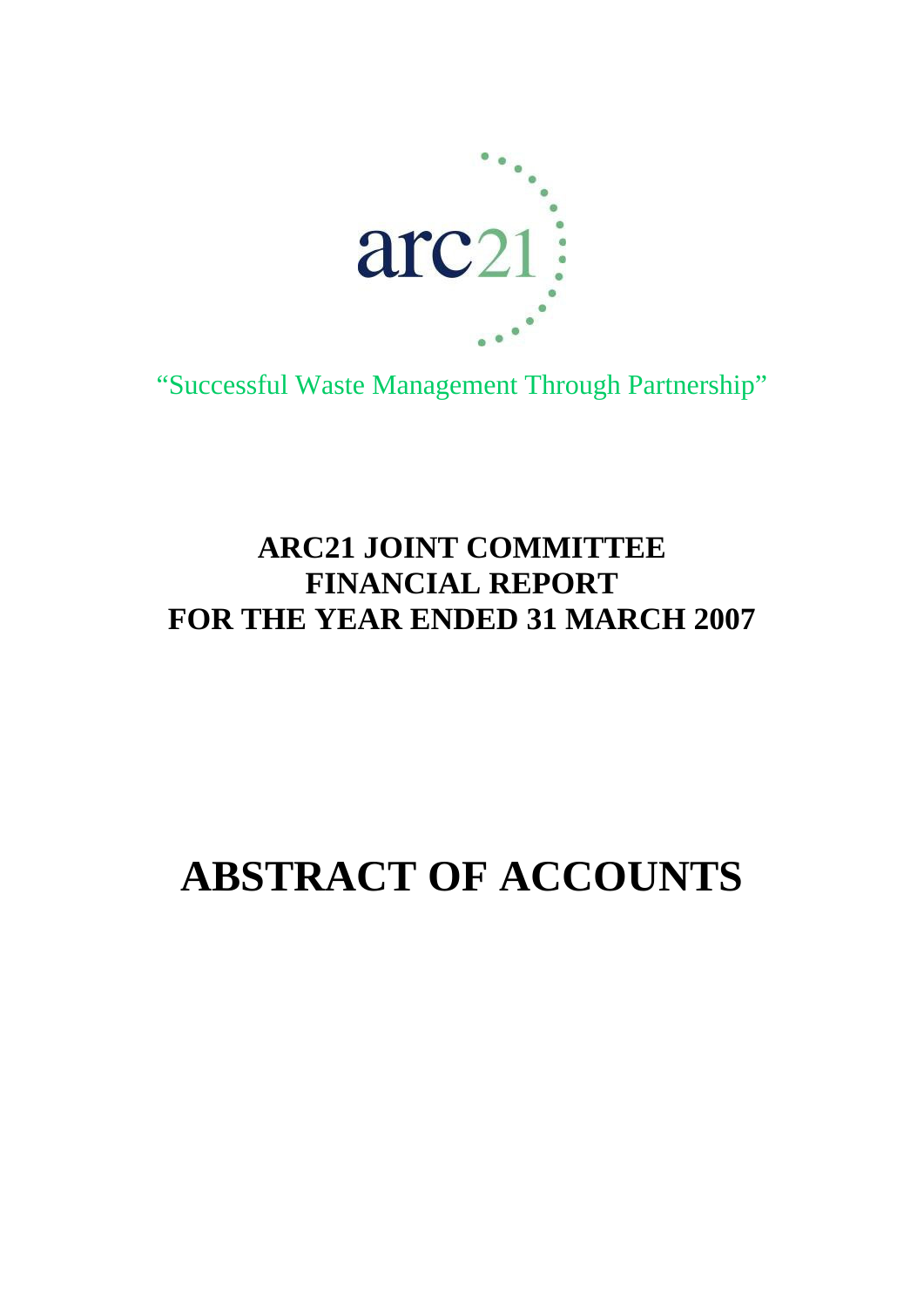arc21

"Successful Waste Management Through Partnership"

# ARC21 JOINT COMMITTEE
# FINANCIAL REPORT
# FOR THE YEAR ENDED 31 MARCH 2007

# ABSTRACT OF ACCOUNTS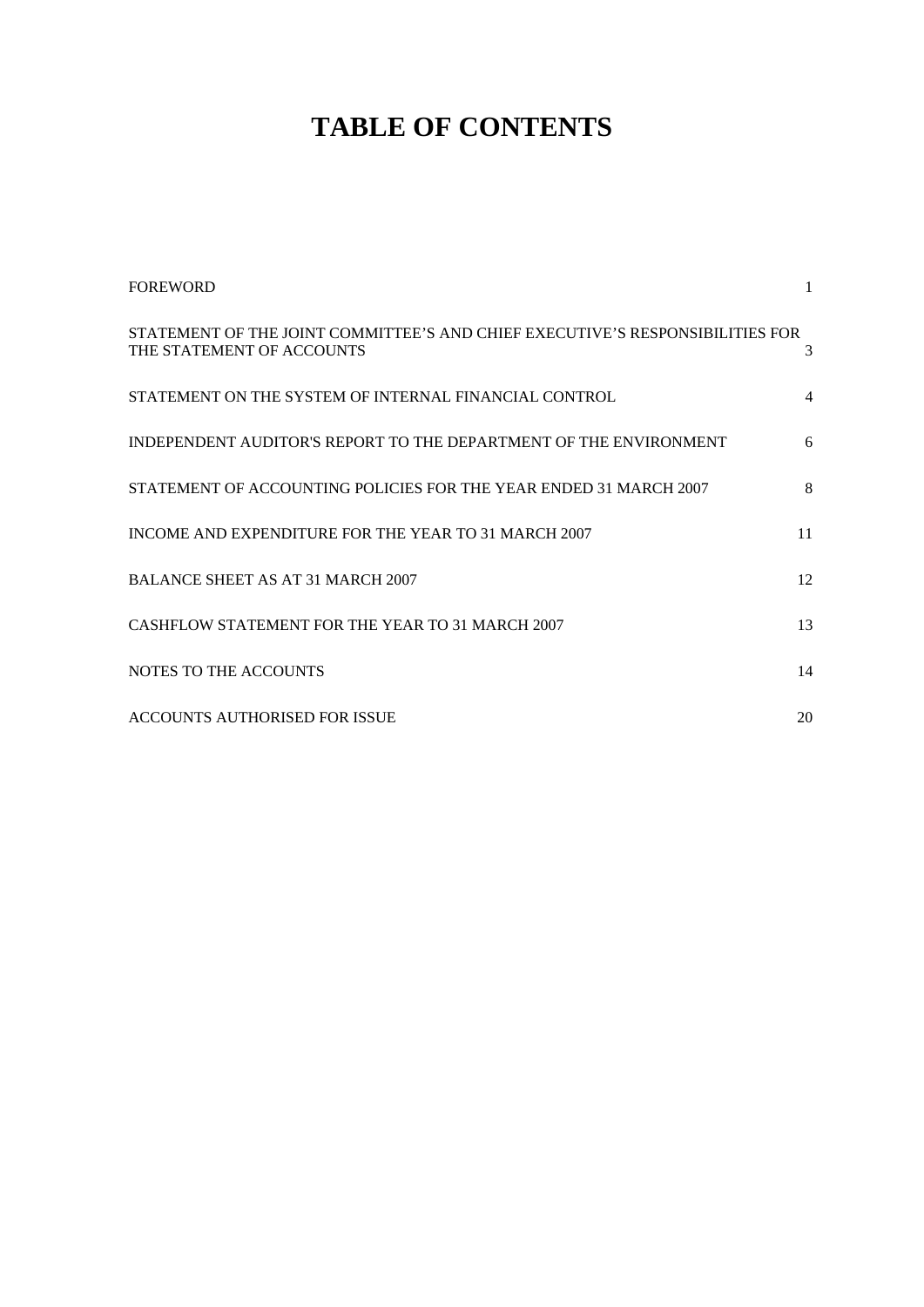# TABLE OF CONTENTS

| | |
|---|---|
| FOREWORD | 1 |
| STATEMENT OF THE JOINT COMMITTEE'S AND CHIEF EXECUTIVE'S RESPONSIBILITIES FOR THE STATEMENT OF ACCOUNTS | 3 |
| STATEMENT ON THE SYSTEM OF INTERNAL FINANCIAL CONTROL | 4 |
| INDEPENDENT AUDITOR'S REPORT TO THE DEPARTMENT OF THE ENVIRONMENT | 6 |
| STATEMENT OF ACCOUNTING POLICIES FOR THE YEAR ENDED 31 MARCH 2007 | 8 |
| INCOME AND EXPENDITURE FOR THE YEAR TO 31 MARCH 2007 | 11 |
| BALANCE SHEET AS AT 31 MARCH 2007 | 12 |
| CASHFLOW STATEMENT FOR THE YEAR TO 31 MARCH 2007 | 13 |
| NOTES TO THE ACCOUNTS | 14 |
| ACCOUNTS AUTHORISED FOR ISSUE | 20 |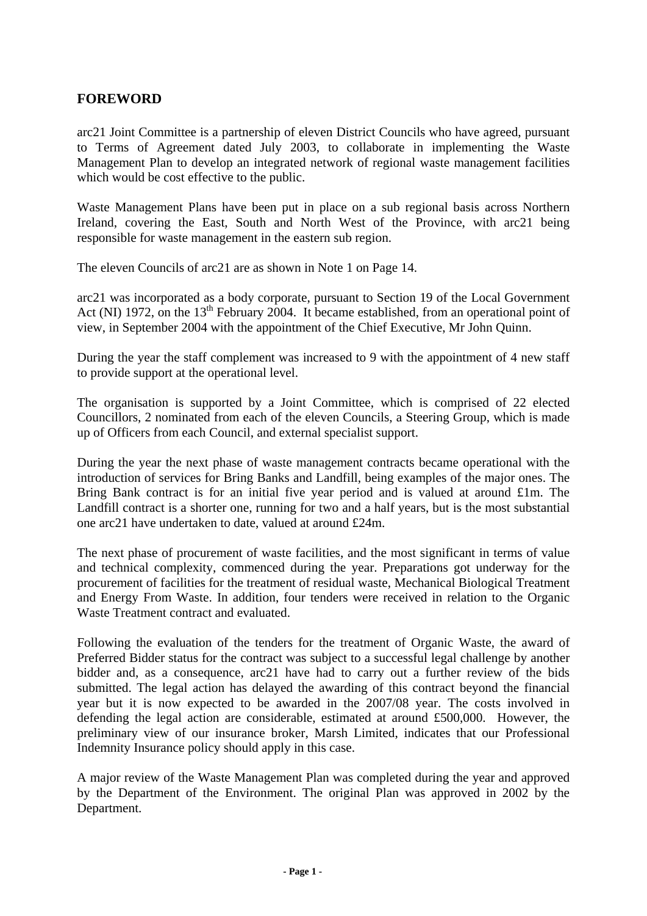## FOREWORD

arc21 Joint Committee is a partnership of eleven District Councils who have agreed, pursuant to Terms of Agreement dated July 2003, to collaborate in implementing the Waste Management Plan to develop an integrated network of regional waste management facilities which would be cost effective to the public.

Waste Management Plans have been put in place on a sub regional basis across Northern Ireland, covering the East, South and North West of the Province, with arc21 being responsible for waste management in the eastern sub region.

The eleven Councils of arc21 are as shown in Note 1 on Page 14.

arc21 was incorporated as a body corporate, pursuant to Section 19 of the Local Government Act (NI) 1972, on the 13th February 2004. It became established, from an operational point of view, in September 2004 with the appointment of the Chief Executive, Mr John Quinn.

During the year the staff complement was increased to 9 with the appointment of 4 new staff to provide support at the operational level.

The organisation is supported by a Joint Committee, which is comprised of 22 elected Councillors, 2 nominated from each of the eleven Councils, a Steering Group, which is made up of Officers from each Council, and external specialist support.

During the year the next phase of waste management contracts became operational with the introduction of services for Bring Banks and Landfill, being examples of the major ones. The Bring Bank contract is for an initial five year period and is valued at around £1m. The Landfill contract is a shorter one, running for two and a half years, but is the most substantial one arc21 have undertaken to date, valued at around £24m.

The next phase of procurement of waste facilities, and the most significant in terms of value and technical complexity, commenced during the year. Preparations got underway for the procurement of facilities for the treatment of residual waste, Mechanical Biological Treatment and Energy From Waste. In addition, four tenders were received in relation to the Organic Waste Treatment contract and evaluated.

Following the evaluation of the tenders for the treatment of Organic Waste, the award of Preferred Bidder status for the contract was subject to a successful legal challenge by another bidder and, as a consequence, arc21 have had to carry out a further review of the bids submitted. The legal action has delayed the awarding of this contract beyond the financial year but it is now expected to be awarded in the 2007/08 year. The costs involved in defending the legal action are considerable, estimated at around £500,000. However, the preliminary view of our insurance broker, Marsh Limited, indicates that our Professional Indemnity Insurance policy should apply in this case.

A major review of the Waste Management Plan was completed during the year and approved by the Department of the Environment. The original Plan was approved in 2002 by the Department.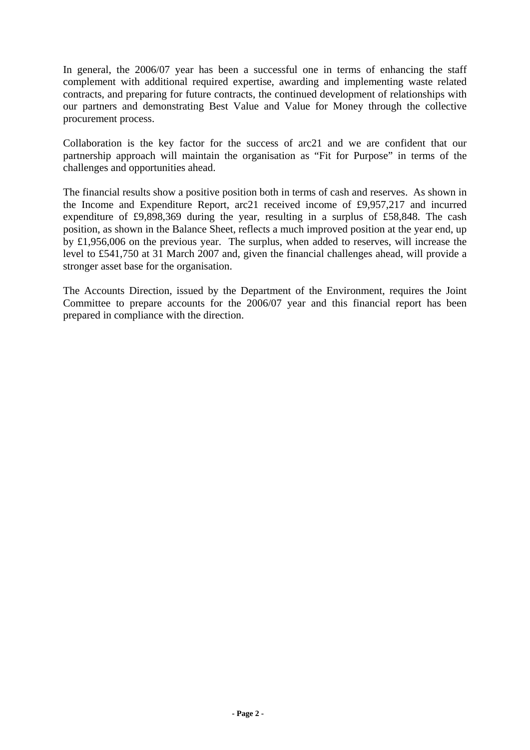In general, the 2006/07 year has been a successful one in terms of enhancing the staff complement with additional required expertise, awarding and implementing waste related contracts, and preparing for future contracts, the continued development of relationships with our partners and demonstrating Best Value and Value for Money through the collective procurement process.

Collaboration is the key factor for the success of arc21 and we are confident that our partnership approach will maintain the organisation as “Fit for Purpose” in terms of the challenges and opportunities ahead.

The financial results show a positive position both in terms of cash and reserves. As shown in the Income and Expenditure Report, arc21 received income of £9,957,217 and incurred expenditure of £9,898,369 during the year, resulting in a surplus of £58,848. The cash position, as shown in the Balance Sheet, reflects a much improved position at the year end, up by £1,956,006 on the previous year. The surplus, when added to reserves, will increase the level to £541,750 at 31 March 2007 and, given the financial challenges ahead, will provide a stronger asset base for the organisation.

The Accounts Direction, issued by the Department of the Environment, requires the Joint Committee to prepare accounts for the 2006/07 year and this financial report has been prepared in compliance with the direction.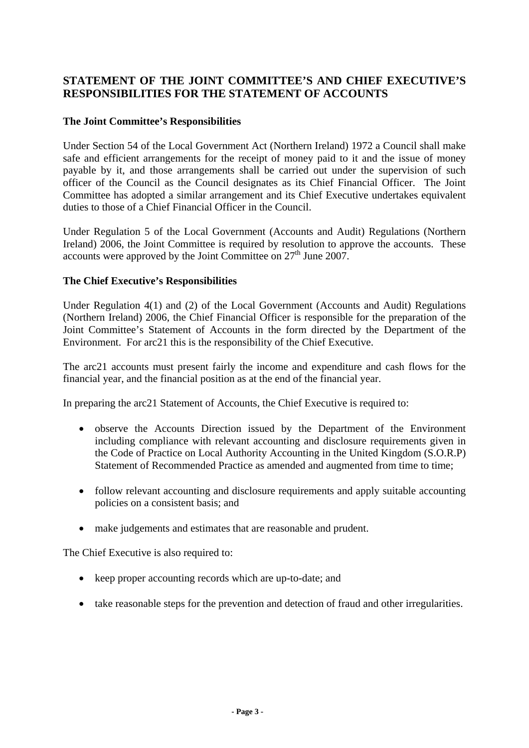## STATEMENT OF THE JOINT COMMITTEE'S AND CHIEF EXECUTIVE'S RESPONSIBILITIES FOR THE STATEMENT OF ACCOUNTS

### The Joint Committee's Responsibilities

Under Section 54 of the Local Government Act (Northern Ireland) 1972 a Council shall make safe and efficient arrangements for the receipt of money paid to it and the issue of money payable by it, and those arrangements shall be carried out under the supervision of such officer of the Council as the Council designates as its Chief Financial Officer. The Joint Committee has adopted a similar arrangement and its Chief Executive undertakes equivalent duties to those of a Chief Financial Officer in the Council.

Under Regulation 5 of the Local Government (Accounts and Audit) Regulations (Northern Ireland) 2006, the Joint Committee is required by resolution to approve the accounts. These accounts were approved by the Joint Committee on 27th June 2007.

### The Chief Executive's Responsibilities

Under Regulation 4(1) and (2) of the Local Government (Accounts and Audit) Regulations (Northern Ireland) 2006, the Chief Financial Officer is responsible for the preparation of the Joint Committee's Statement of Accounts in the form directed by the Department of the Environment. For arc21 this is the responsibility of the Chief Executive.

The arc21 accounts must present fairly the income and expenditure and cash flows for the financial year, and the financial position as at the end of the financial year.

In preparing the arc21 Statement of Accounts, the Chief Executive is required to:

- observe the Accounts Direction issued by the Department of the Environment including compliance with relevant accounting and disclosure requirements given in the Code of Practice on Local Authority Accounting in the United Kingdom (S.O.R.P) Statement of Recommended Practice as amended and augmented from time to time;
- follow relevant accounting and disclosure requirements and apply suitable accounting policies on a consistent basis; and
- make judgements and estimates that are reasonable and prudent.

The Chief Executive is also required to:

- keep proper accounting records which are up-to-date; and
- take reasonable steps for the prevention and detection of fraud and other irregularities.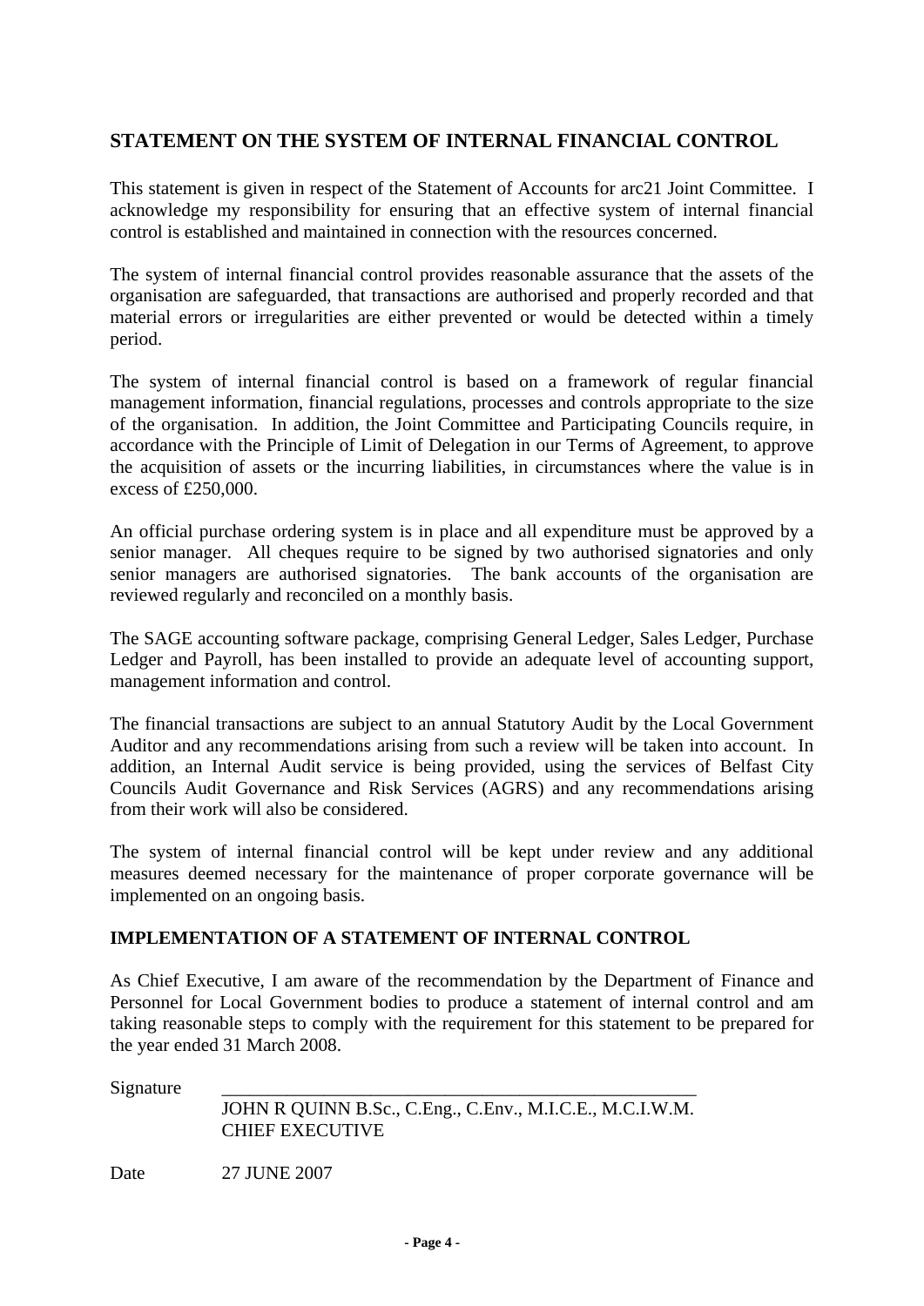## STATEMENT ON THE SYSTEM OF INTERNAL FINANCIAL CONTROL

This statement is given in respect of the Statement of Accounts for arc21 Joint Committee. I acknowledge my responsibility for ensuring that an effective system of internal financial control is established and maintained in connection with the resources concerned.

The system of internal financial control provides reasonable assurance that the assets of the organisation are safeguarded, that transactions are authorised and properly recorded and that material errors or irregularities are either prevented or would be detected within a timely period.

The system of internal financial control is based on a framework of regular financial management information, financial regulations, processes and controls appropriate to the size of the organisation. In addition, the Joint Committee and Participating Councils require, in accordance with the Principle of Limit of Delegation in our Terms of Agreement, to approve the acquisition of assets or the incurring liabilities, in circumstances where the value is in excess of £250,000.

An official purchase ordering system is in place and all expenditure must be approved by a senior manager. All cheques require to be signed by two authorised signatories and only senior managers are authorised signatories. The bank accounts of the organisation are reviewed regularly and reconciled on a monthly basis.

The SAGE accounting software package, comprising General Ledger, Sales Ledger, Purchase Ledger and Payroll, has been installed to provide an adequate level of accounting support, management information and control.

The financial transactions are subject to an annual Statutory Audit by the Local Government Auditor and any recommendations arising from such a review will be taken into account. In addition, an Internal Audit service is being provided, using the services of Belfast City Councils Audit Governance and Risk Services (AGRS) and any recommendations arising from their work will also be considered.

The system of internal financial control will be kept under review and any additional measures deemed necessary for the maintenance of proper corporate governance will be implemented on an ongoing basis.

## IMPLEMENTATION OF A STATEMENT OF INTERNAL CONTROL

As Chief Executive, I am aware of the recommendation by the Department of Finance and Personnel for Local Government bodies to produce a statement of internal control and am taking reasonable steps to comply with the requirement for this statement to be prepared for the year ended 31 March 2008.

Signature \_\_\_\_\_\_\_\_\_\_\_\_\_\_\_\_\_\_\_\_\_\_\_\_\_\_\_\_\_\_\_\_\_\_\_\_\_\_\_\_\_\_\_\_\_\_\_\_

JOHN R QUINN B.Sc., C.Eng., C.Env., M.I.C.E., M.C.I.W.M.
CHIEF EXECUTIVE

Date 27 JUNE 2007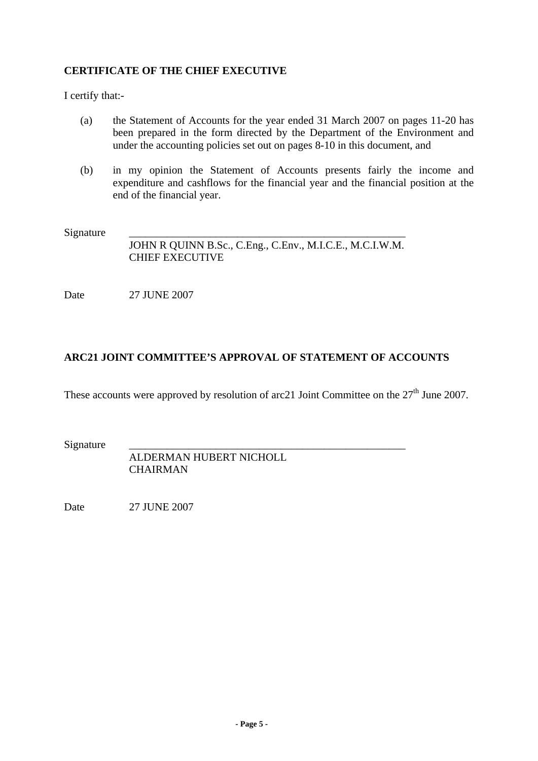## CERTIFICATE OF THE CHIEF EXECUTIVE

I certify that:-

(a) the Statement of Accounts for the year ended 31 March 2007 on pages 11-20 has been prepared in the form directed by the Department of the Environment and under the accounting policies set out on pages 8-10 in this document, and

(b) in my opinion the Statement of Accounts presents fairly the income and expenditure and cashflows for the financial year and the financial position at the end of the financial year.

Signature \_\_\_\_\_\_\_\_\_\_\_\_\_\_\_\_\_\_\_\_\_\_\_\_\_\_\_\_\_\_\_\_\_\_\_\_\_\_\_\_\_\_\_\_\_\_\_\_

JOHN R QUINN B.Sc., C.Eng., C.Env., M.I.C.E., M.C.I.W.M.
CHIEF EXECUTIVE

Date 27 JUNE 2007

## ARC21 JOINT COMMITTEE'S APPROVAL OF STATEMENT OF ACCOUNTS

These accounts were approved by resolution of arc21 Joint Committee on the 27th June 2007.

Signature \_\_\_\_\_\_\_\_\_\_\_\_\_\_\_\_\_\_\_\_\_\_\_\_\_\_\_\_\_\_\_\_\_\_\_\_\_\_\_\_\_\_\_\_\_\_\_\_

ALDERMAN HUBERT NICHOLL
CHAIRMAN

Date 27 JUNE 2007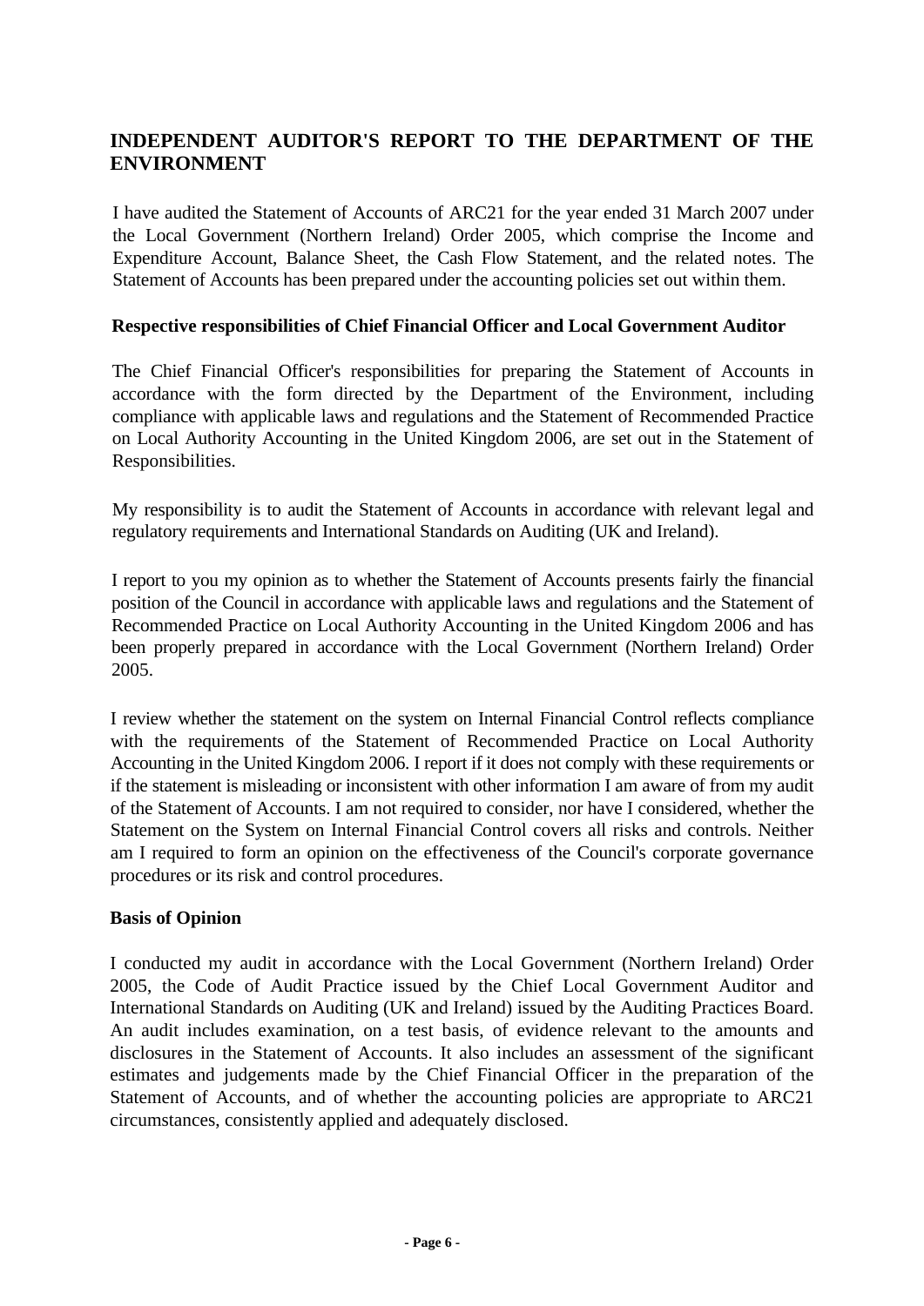## INDEPENDENT AUDITOR'S REPORT TO THE DEPARTMENT OF THE ENVIRONMENT

I have audited the Statement of Accounts of ARC21 for the year ended 31 March 2007 under the Local Government (Northern Ireland) Order 2005, which comprise the Income and Expenditure Account, Balance Sheet, the Cash Flow Statement, and the related notes. The Statement of Accounts has been prepared under the accounting policies set out within them.

### Respective responsibilities of Chief Financial Officer and Local Government Auditor

The Chief Financial Officer's responsibilities for preparing the Statement of Accounts in accordance with the form directed by the Department of the Environment, including compliance with applicable laws and regulations and the Statement of Recommended Practice on Local Authority Accounting in the United Kingdom 2006, are set out in the Statement of Responsibilities.

My responsibility is to audit the Statement of Accounts in accordance with relevant legal and regulatory requirements and International Standards on Auditing (UK and Ireland).

I report to you my opinion as to whether the Statement of Accounts presents fairly the financial position of the Council in accordance with applicable laws and regulations and the Statement of Recommended Practice on Local Authority Accounting in the United Kingdom 2006 and has been properly prepared in accordance with the Local Government (Northern Ireland) Order 2005.

I review whether the statement on the system on Internal Financial Control reflects compliance with the requirements of the Statement of Recommended Practice on Local Authority Accounting in the United Kingdom 2006. I report if it does not comply with these requirements or if the statement is misleading or inconsistent with other information I am aware of from my audit of the Statement of Accounts. I am not required to consider, nor have I considered, whether the Statement on the System on Internal Financial Control covers all risks and controls. Neither am I required to form an opinion on the effectiveness of the Council's corporate governance procedures or its risk and control procedures.

### Basis of Opinion

I conducted my audit in accordance with the Local Government (Northern Ireland) Order 2005, the Code of Audit Practice issued by the Chief Local Government Auditor and International Standards on Auditing (UK and Ireland) issued by the Auditing Practices Board. An audit includes examination, on a test basis, of evidence relevant to the amounts and disclosures in the Statement of Accounts. It also includes an assessment of the significant estimates and judgements made by the Chief Financial Officer in the preparation of the Statement of Accounts, and of whether the accounting policies are appropriate to ARC21 circumstances, consistently applied and adequately disclosed.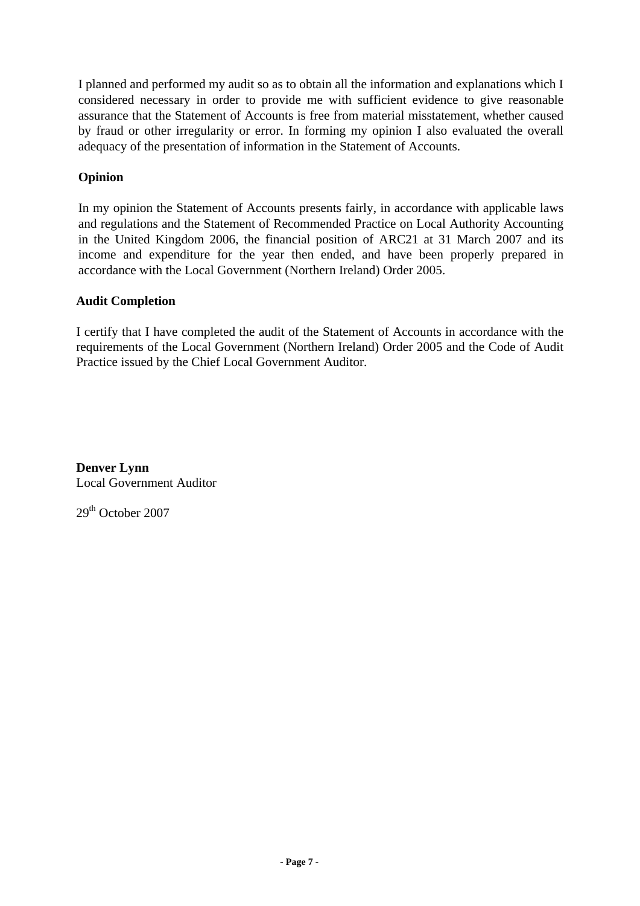I planned and performed my audit so as to obtain all the information and explanations which I considered necessary in order to provide me with sufficient evidence to give reasonable assurance that the Statement of Accounts is free from material misstatement, whether caused by fraud or other irregularity or error. In forming my opinion I also evaluated the overall adequacy of the presentation of information in the Statement of Accounts.

**Opinion**

In my opinion the Statement of Accounts presents fairly, in accordance with applicable laws and regulations and the Statement of Recommended Practice on Local Authority Accounting in the United Kingdom 2006, the financial position of ARC21 at 31 March 2007 and its income and expenditure for the year then ended, and have been properly prepared in accordance with the Local Government (Northern Ireland) Order 2005.

**Audit Completion**

I certify that I have completed the audit of the Statement of Accounts in accordance with the requirements of the Local Government (Northern Ireland) Order 2005 and the Code of Audit Practice issued by the Chief Local Government Auditor.

**Denver Lynn**
Local Government Auditor

29th October 2007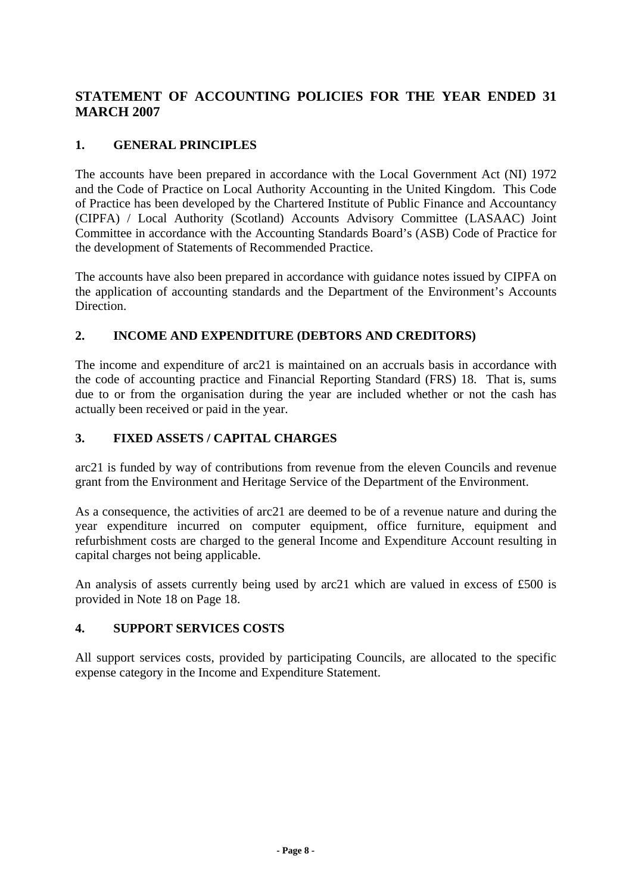## STATEMENT OF ACCOUNTING POLICIES FOR THE YEAR ENDED 31 MARCH 2007

### 1. GENERAL PRINCIPLES

The accounts have been prepared in accordance with the Local Government Act (NI) 1972 and the Code of Practice on Local Authority Accounting in the United Kingdom. This Code of Practice has been developed by the Chartered Institute of Public Finance and Accountancy (CIPFA) / Local Authority (Scotland) Accounts Advisory Committee (LASAAC) Joint Committee in accordance with the Accounting Standards Board's (ASB) Code of Practice for the development of Statements of Recommended Practice.

The accounts have also been prepared in accordance with guidance notes issued by CIPFA on the application of accounting standards and the Department of the Environment's Accounts Direction.

### 2. INCOME AND EXPENDITURE (DEBTORS AND CREDITORS)

The income and expenditure of arc21 is maintained on an accruals basis in accordance with the code of accounting practice and Financial Reporting Standard (FRS) 18. That is, sums due to or from the organisation during the year are included whether or not the cash has actually been received or paid in the year.

### 3. FIXED ASSETS / CAPITAL CHARGES

arc21 is funded by way of contributions from revenue from the eleven Councils and revenue grant from the Environment and Heritage Service of the Department of the Environment.

As a consequence, the activities of arc21 are deemed to be of a revenue nature and during the year expenditure incurred on computer equipment, office furniture, equipment and refurbishment costs are charged to the general Income and Expenditure Account resulting in capital charges not being applicable.

An analysis of assets currently being used by arc21 which are valued in excess of £500 is provided in Note 18 on Page 18.

### 4. SUPPORT SERVICES COSTS

All support services costs, provided by participating Councils, are allocated to the specific expense category in the Income and Expenditure Statement.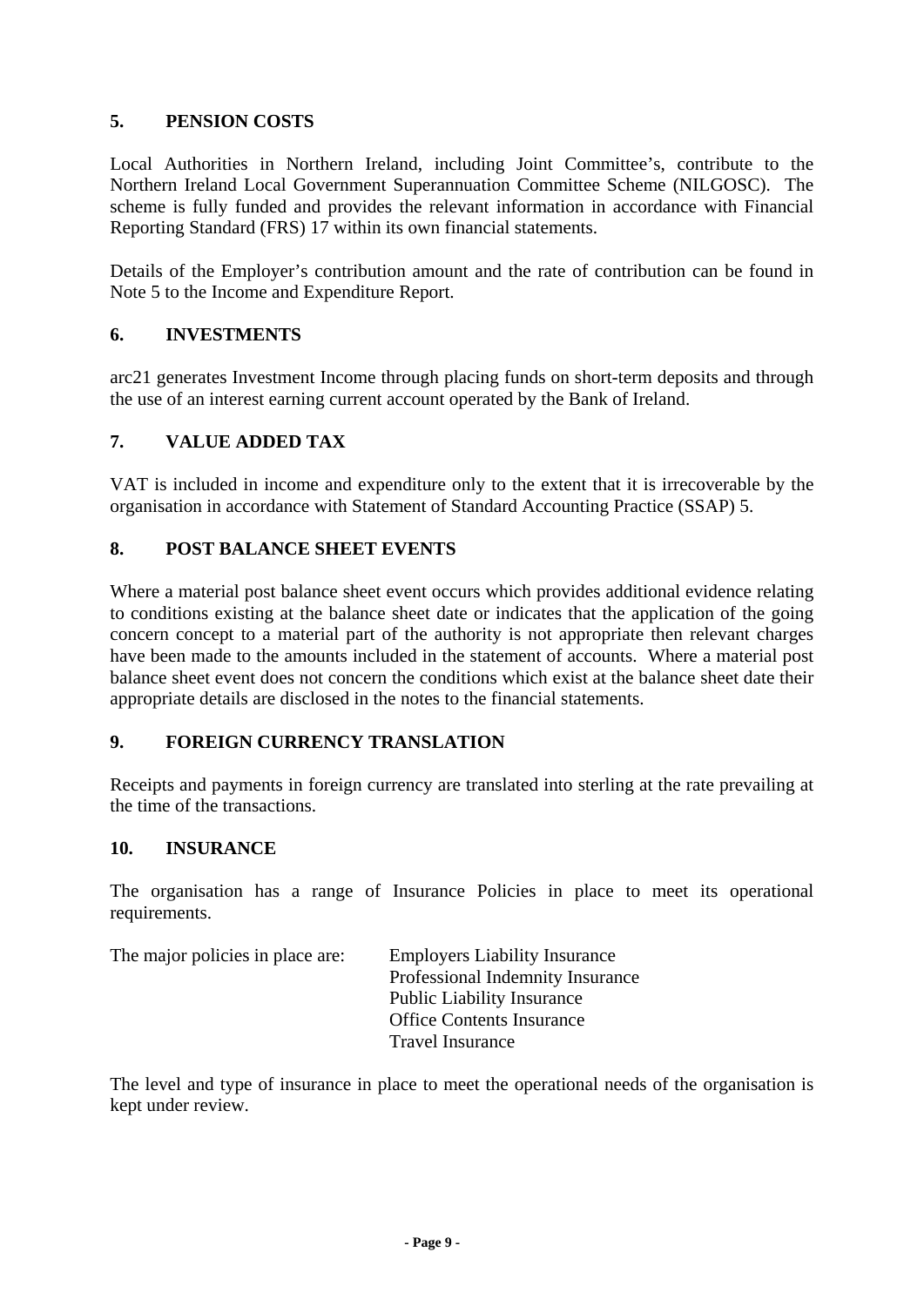## 5. PENSION COSTS

Local Authorities in Northern Ireland, including Joint Committee's, contribute to the Northern Ireland Local Government Superannuation Committee Scheme (NILGOSC). The scheme is fully funded and provides the relevant information in accordance with Financial Reporting Standard (FRS) 17 within its own financial statements.

Details of the Employer's contribution amount and the rate of contribution can be found in Note 5 to the Income and Expenditure Report.

## 6. INVESTMENTS

arc21 generates Investment Income through placing funds on short-term deposits and through the use of an interest earning current account operated by the Bank of Ireland.

## 7. VALUE ADDED TAX

VAT is included in income and expenditure only to the extent that it is irrecoverable by the organisation in accordance with Statement of Standard Accounting Practice (SSAP) 5.

## 8. POST BALANCE SHEET EVENTS

Where a material post balance sheet event occurs which provides additional evidence relating to conditions existing at the balance sheet date or indicates that the application of the going concern concept to a material part of the authority is not appropriate then relevant charges have been made to the amounts included in the statement of accounts. Where a material post balance sheet event does not concern the conditions which exist at the balance sheet date their appropriate details are disclosed in the notes to the financial statements.

## 9. FOREIGN CURRENCY TRANSLATION

Receipts and payments in foreign currency are translated into sterling at the rate prevailing at the time of the transactions.

## 10. INSURANCE

The organisation has a range of Insurance Policies in place to meet its operational requirements.

The major policies in place are:

- Employers Liability Insurance
- Professional Indemnity Insurance
- Public Liability Insurance
- Office Contents Insurance
- Travel Insurance

The level and type of insurance in place to meet the operational needs of the organisation is kept under review.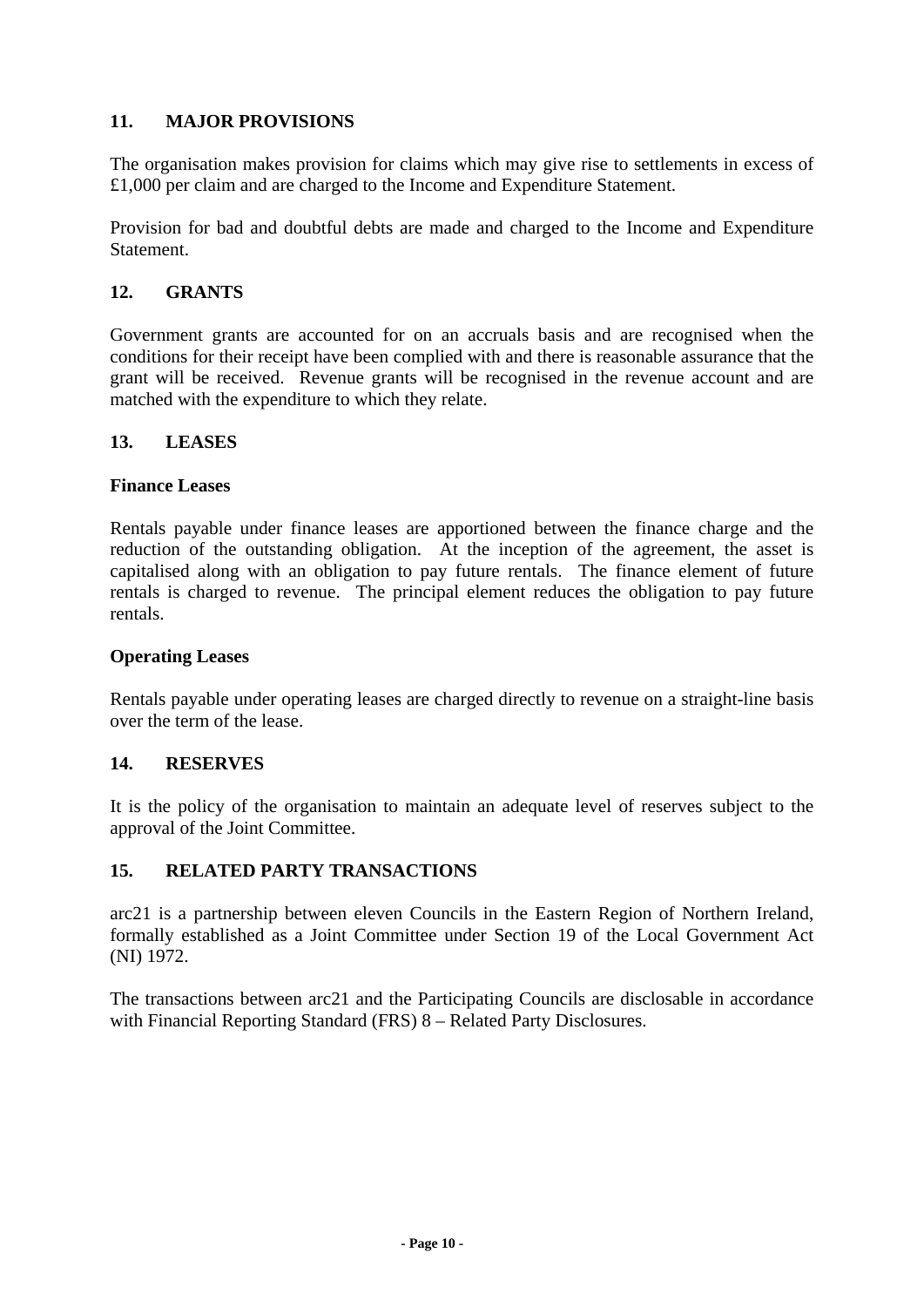## 11. MAJOR PROVISIONS

The organisation makes provision for claims which may give rise to settlements in excess of £1,000 per claim and are charged to the Income and Expenditure Statement.

Provision for bad and doubtful debts are made and charged to the Income and Expenditure Statement.

## 12. GRANTS

Government grants are accounted for on an accruals basis and are recognised when the conditions for their receipt have been complied with and there is reasonable assurance that the grant will be received. Revenue grants will be recognised in the revenue account and are matched with the expenditure to which they relate.

## 13. LEASES

### Finance Leases

Rentals payable under finance leases are apportioned between the finance charge and the reduction of the outstanding obligation. At the inception of the agreement, the asset is capitalised along with an obligation to pay future rentals. The finance element of future rentals is charged to revenue. The principal element reduces the obligation to pay future rentals.

### Operating Leases

Rentals payable under operating leases are charged directly to revenue on a straight-line basis over the term of the lease.

## 14. RESERVES

It is the policy of the organisation to maintain an adequate level of reserves subject to the approval of the Joint Committee.

## 15. RELATED PARTY TRANSACTIONS

arc21 is a partnership between eleven Councils in the Eastern Region of Northern Ireland, formally established as a Joint Committee under Section 19 of the Local Government Act (NI) 1972.

The transactions between arc21 and the Participating Councils are disclosable in accordance with Financial Reporting Standard (FRS) 8 – Related Party Disclosures.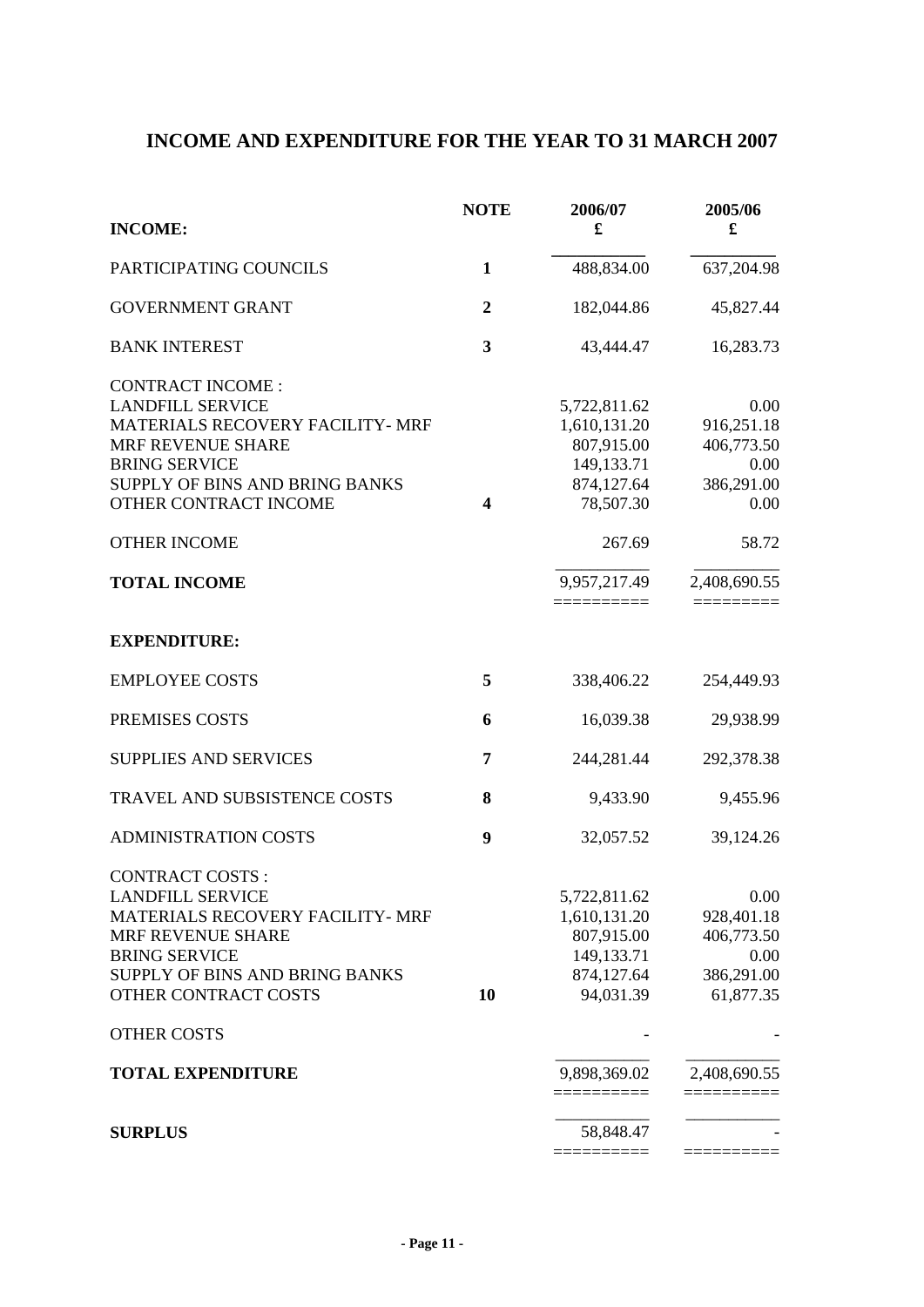# INCOME AND EXPENDITURE FOR THE YEAR TO 31 MARCH 2007

| INCOME: | NOTE | 2006/07 £ | 2005/06 £ |
|---|---|---|---|
| PARTICIPATING COUNCILS | 1 | 488,834.00 | 637,204.98 |
| GOVERNMENT GRANT | 2 | 182,044.86 | 45,827.44 |
| BANK INTEREST | 3 | 43,444.47 | 16,283.73 |
| CONTRACT INCOME : | | | |
| LANDFILL SERVICE | | 5,722,811.62 | 0.00 |
| MATERIALS RECOVERY FACILITY- MRF | | 1,610,131.20 | 916,251.18 |
| MRF REVENUE SHARE | | 807,915.00 | 406,773.50 |
| BRING SERVICE | | 149,133.71 | 0.00 |
| SUPPLY OF BINS AND BRING BANKS | | 874,127.64 | 386,291.00 |
| OTHER CONTRACT INCOME | 4 | 78,507.30 | 0.00 |
| OTHER INCOME | | 267.69 | 58.72 |
| **TOTAL INCOME** | | 9,957,217.49 | 2,408,690.55 |
| **EXPENDITURE:** | | | |
| EMPLOYEE COSTS | 5 | 338,406.22 | 254,449.93 |
| PREMISES COSTS | 6 | 16,039.38 | 29,938.99 |
| SUPPLIES AND SERVICES | 7 | 244,281.44 | 292,378.38 |
| TRAVEL AND SUBSISTENCE COSTS | 8 | 9,433.90 | 9,455.96 |
| ADMINISTRATION COSTS | 9 | 32,057.52 | 39,124.26 |
| CONTRACT COSTS : | | | |
| LANDFILL SERVICE | | 5,722,811.62 | 0.00 |
| MATERIALS RECOVERY FACILITY- MRF | | 1,610,131.20 | 928,401.18 |
| MRF REVENUE SHARE | | 807,915.00 | 406,773.50 |
| BRING SERVICE | | 149,133.71 | 0.00 |
| SUPPLY OF BINS AND BRING BANKS | | 874,127.64 | 386,291.00 |
| OTHER CONTRACT COSTS | 10 | 94,031.39 | 61,877.35 |
| OTHER COSTS | | - | - |
| **TOTAL EXPENDITURE** | | 9,898,369.02 | 2,408,690.55 |
| **SURPLUS** | | 58,848.47 | - |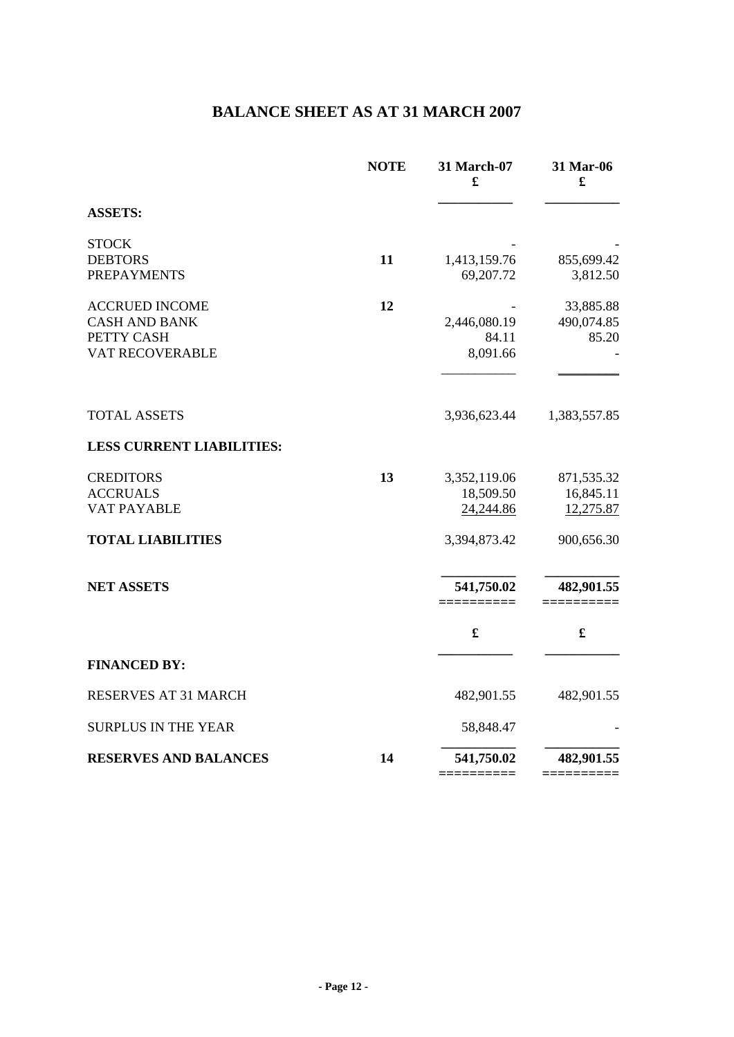# BALANCE SHEET AS AT 31 MARCH 2007

| | NOTE | 31 March-07<br>£ | 31 Mar-06<br>£ |
|---|---|---|---|
| **ASSETS:** | | | |
| STOCK | | - | - |
| DEBTORS | **11** | 1,413,159.76 | 855,699.42 |
| PREPAYMENTS | | 69,207.72 | 3,812.50 |
| ACCRUED INCOME | **12** | - | 33,885.88 |
| CASH AND BANK | | 2,446,080.19 | 490,074.85 |
| PETTY CASH | | 84.11 | 85.20 |
| VAT RECOVERABLE | | 8,091.66 | - |
| TOTAL ASSETS | | 3,936,623.44 | 1,383,557.85 |
| **LESS CURRENT LIABILITIES:** | | | |
| CREDITORS | **13** | 3,352,119.06 | 871,535.32 |
| ACCRUALS | | 18,509.50 | 16,845.11 |
| VAT PAYABLE | | 24,244.86 | 12,275.87 |
| **TOTAL LIABILITIES** | | 3,394,873.42 | 900,656.30 |
| **NET ASSETS** | | **541,750.02** | **482,901.55** |
| | | **£** | **£** |
| **FINANCED BY:** | | | |
| RESERVES AT 31 MARCH | | 482,901.55 | 482,901.55 |
| SURPLUS IN THE YEAR | | 58,848.47 | - |
| **RESERVES AND BALANCES** | **14** | **541,750.02** | **482,901.55** |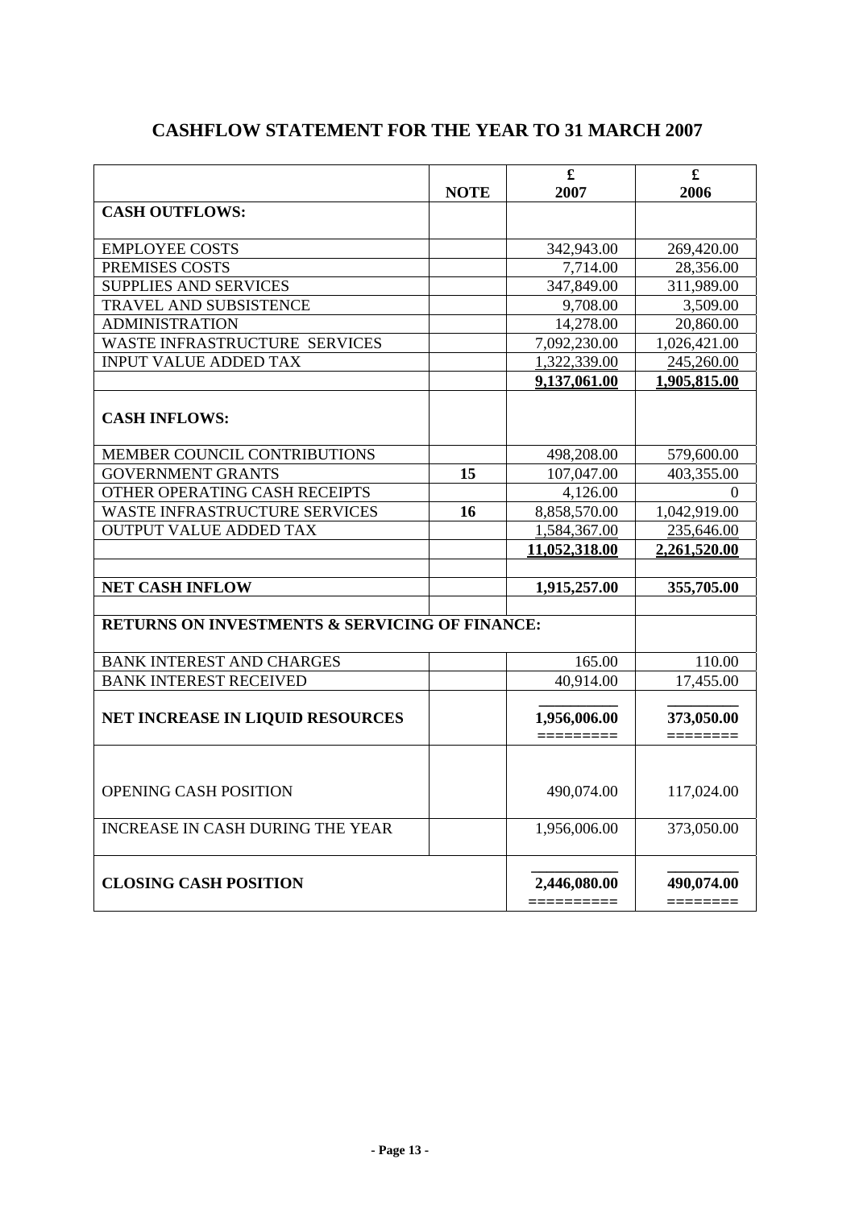# CASHFLOW STATEMENT FOR THE YEAR TO 31 MARCH 2007

| | NOTE | £<br>2007 | £<br>2006 |
|---|---|---|---|
| **CASH OUTFLOWS:** | | | |
| EMPLOYEE COSTS | | 342,943.00 | 269,420.00 |
| PREMISES COSTS | | 7,714.00 | 28,356.00 |
| SUPPLIES AND SERVICES | | 347,849.00 | 311,989.00 |
| TRAVEL AND SUBSISTENCE | | 9,708.00 | 3,509.00 |
| ADMINISTRATION | | 14,278.00 | 20,860.00 |
| WASTE INFRASTRUCTURE SERVICES | | 7,092,230.00 | 1,026,421.00 |
| INPUT VALUE ADDED TAX | | 1,322,339.00 | 245,260.00 |
| | | **9,137,061.00** | **1,905,815.00** |
| **CASH INFLOWS:** | | | |
| MEMBER COUNCIL CONTRIBUTIONS | | 498,208.00 | 579,600.00 |
| GOVERNMENT GRANTS | **15** | 107,047.00 | 403,355.00 |
| OTHER OPERATING CASH RECEIPTS | | 4,126.00 | 0 |
| WASTE INFRASTRUCTURE SERVICES | **16** | 8,858,570.00 | 1,042,919.00 |
| OUTPUT VALUE ADDED TAX | | 1,584,367.00 | 235,646.00 |
| | | **11,052,318.00** | **2,261,520.00** |
| | | | |
| **NET CASH INFLOW** | | **1,915,257.00** | **355,705.00** |
| | | | |
| **RETURNS ON INVESTMENTS & SERVICING OF FINANCE:** | | | |
| BANK INTEREST AND CHARGES | | 165.00 | 110.00 |
| BANK INTEREST RECEIVED | | 40,914.00 | 17,455.00 |
| **NET INCREASE IN LIQUID RESOURCES** | | **1,956,006.00** | **373,050.00** |
| OPENING CASH POSITION | | 490,074.00 | 117,024.00 |
| INCREASE IN CASH DURING THE YEAR | | 1,956,006.00 | 373,050.00 |
| **CLOSING CASH POSITION** | | **2,446,080.00** | **490,074.00** |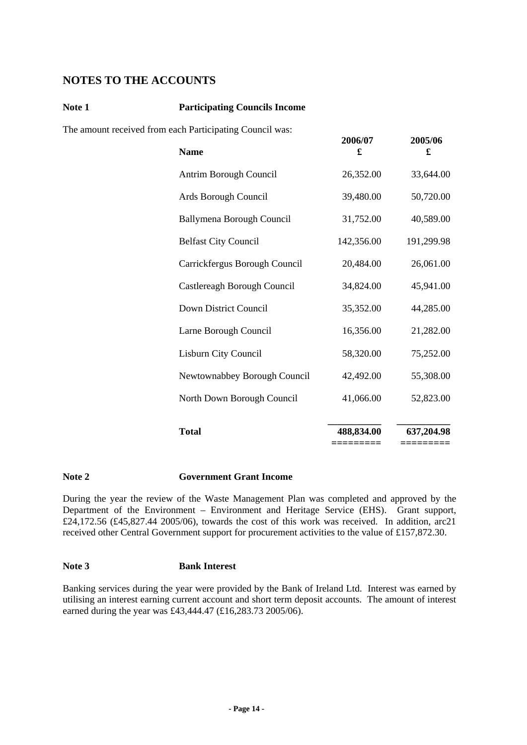## NOTES TO THE ACCOUNTS

### Note 1 Participating Councils Income

The amount received from each Participating Council was:

| Name | 2006/07 £ | 2005/06 £ |
|---|---|---|
| Antrim Borough Council | 26,352.00 | 33,644.00 |
| Ards Borough Council | 39,480.00 | 50,720.00 |
| Ballymena Borough Council | 31,752.00 | 40,589.00 |
| Belfast City Council | 142,356.00 | 191,299.98 |
| Carrickfergus Borough Council | 20,484.00 | 26,061.00 |
| Castlereagh Borough Council | 34,824.00 | 45,941.00 |
| Down District Council | 35,352.00 | 44,285.00 |
| Larne Borough Council | 16,356.00 | 21,282.00 |
| Lisburn City Council | 58,320.00 | 75,252.00 |
| Newtownabbey Borough Council | 42,492.00 | 55,308.00 |
| North Down Borough Council | 41,066.00 | 52,823.00 |
| **Total** | **488,834.00** | **637,204.98** |

### Note 2 Government Grant Income

During the year the review of the Waste Management Plan was completed and approved by the Department of the Environment – Environment and Heritage Service (EHS). Grant support, £24,172.56 (£45,827.44 2005/06), towards the cost of this work was received. In addition, arc21 received other Central Government support for procurement activities to the value of £157,872.30.

### Note 3 Bank Interest

Banking services during the year were provided by the Bank of Ireland Ltd. Interest was earned by utilising an interest earning current account and short term deposit accounts. The amount of interest earned during the year was £43,444.47 (£16,283.73 2005/06).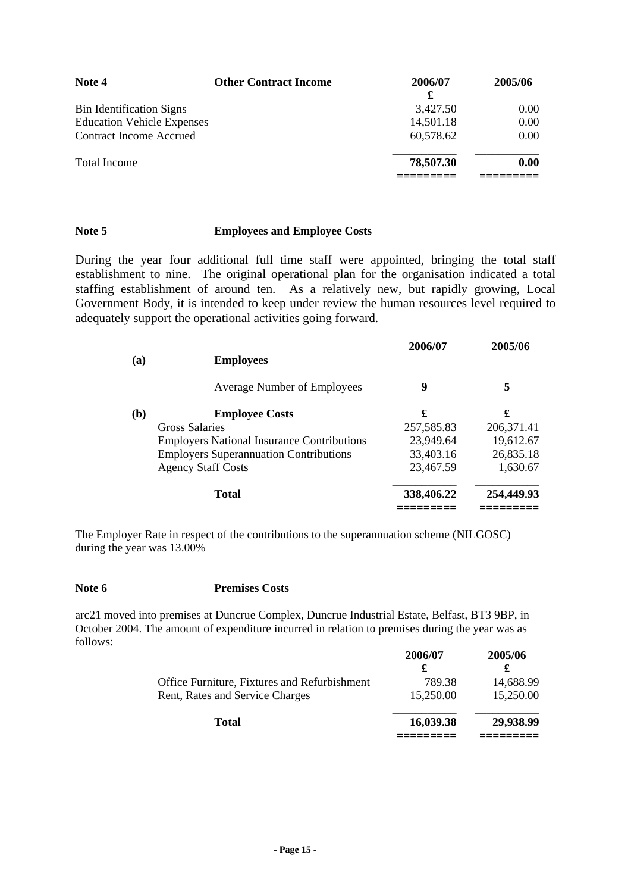## Note 4 Other Contract Income

| | 2006/07 £ | 2005/06 |
|---|---|---|
| Bin Identification Signs | 3,427.50 | 0.00 |
| Education Vehicle Expenses | 14,501.18 | 0.00 |
| Contract Income Accrued | 60,578.62 | 0.00 |
| Total Income | **78,507.30** | **0.00** |

## Note 5 Employees and Employee Costs

During the year four additional full time staff were appointed, bringing the total staff establishment to nine. The original operational plan for the organisation indicated a total staffing establishment of around ten. As a relatively new, but rapidly growing, Local Government Body, it is intended to keep under review the human resources level required to adequately support the operational activities going forward.

| | | 2006/07 | 2005/06 |
|---|---|---|---|
| **(a)** | **Employees** | | |
| | Average Number of Employees | **9** | **5** |
| **(b)** | **Employee Costs** | **£** | **£** |
| | Gross Salaries | 257,585.83 | 206,371.41 |
| | Employers National Insurance Contributions | 23,949.64 | 19,612.67 |
| | Employers Superannuation Contributions | 33,403.16 | 26,835.18 |
| | Agency Staff Costs | 23,467.59 | 1,630.67 |
| | **Total** | **338,406.22** | **254,449.93** |

The Employer Rate in respect of the contributions to the superannuation scheme (NILGOSC) during the year was 13.00%

## Note 6 Premises Costs

arc21 moved into premises at Duncrue Complex, Duncrue Industrial Estate, Belfast, BT3 9BP, in October 2004. The amount of expenditure incurred in relation to premises during the year was as follows:

| | 2006/07 £ | 2005/06 £ |
|---|---|---|
| Office Furniture, Fixtures and Refurbishment | 789.38 | 14,688.99 |
| Rent, Rates and Service Charges | 15,250.00 | 15,250.00 |
| **Total** | **16,039.38** | **29,938.99** |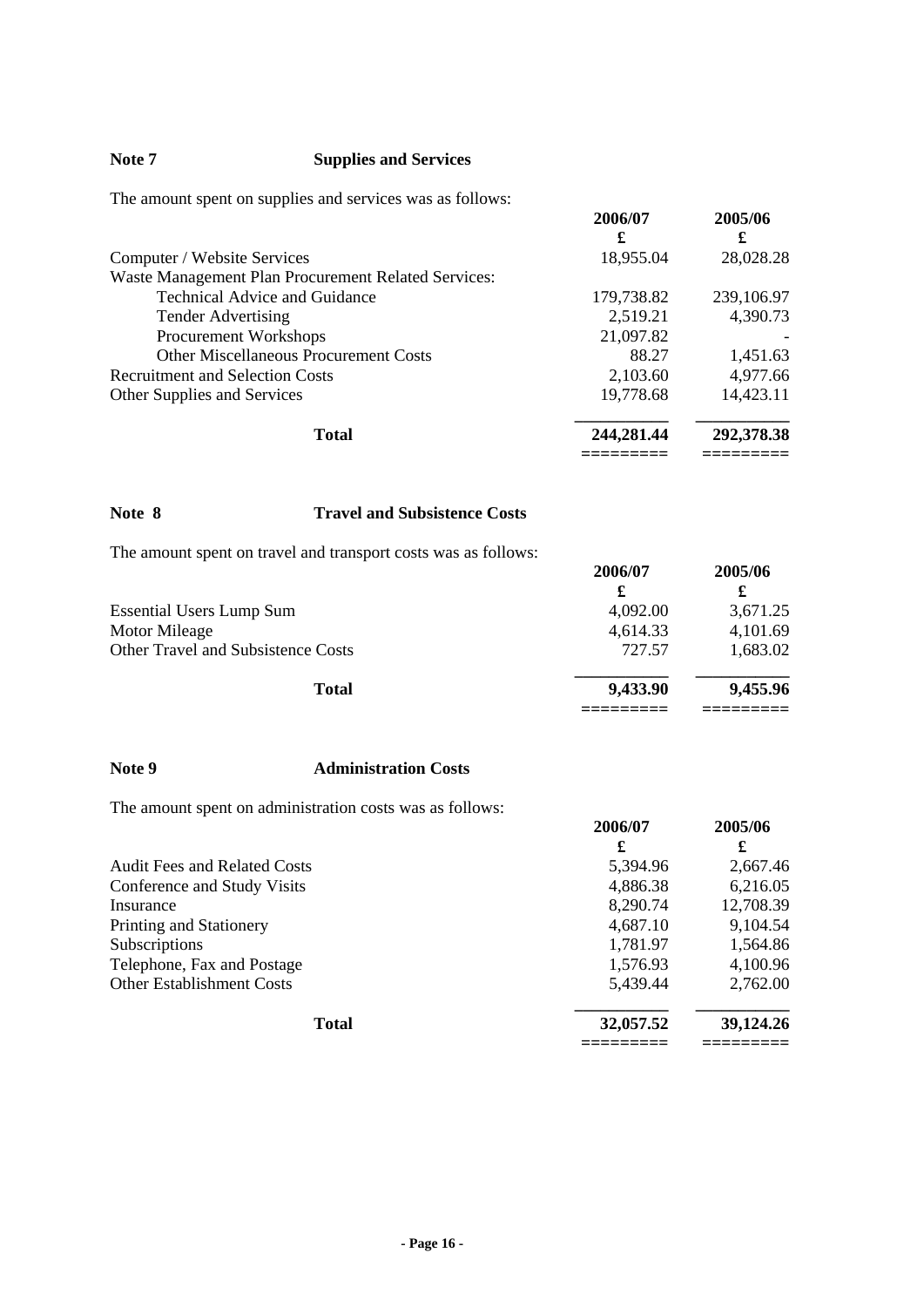## Note 7 Supplies and Services

The amount spent on supplies and services was as follows:

| | 2006/07 £ | 2005/06 £ |
|---|---|---|
| Computer / Website Services | 18,955.04 | 28,028.28 |
| Waste Management Plan Procurement Related Services: | | |
| Technical Advice and Guidance | 179,738.82 | 239,106.97 |
| Tender Advertising | 2,519.21 | 4,390.73 |
| Procurement Workshops | 21,097.82 | - |
| Other Miscellaneous Procurement Costs | 88.27 | 1,451.63 |
| Recruitment and Selection Costs | 2,103.60 | 4,977.66 |
| Other Supplies and Services | 19,778.68 | 14,423.11 |
| **Total** | **244,281.44** | **292,378.38** |

## Note 8 Travel and Subsistence Costs

The amount spent on travel and transport costs was as follows:

| | 2006/07 £ | 2005/06 £ |
|---|---|---|
| Essential Users Lump Sum | 4,092.00 | 3,671.25 |
| Motor Mileage | 4,614.33 | 4,101.69 |
| Other Travel and Subsistence Costs | 727.57 | 1,683.02 |
| **Total** | **9,433.90** | **9,455.96** |

## Note 9 Administration Costs

The amount spent on administration costs was as follows:

| | 2006/07 £ | 2005/06 £ |
|---|---|---|
| Audit Fees and Related Costs | 5,394.96 | 2,667.46 |
| Conference and Study Visits | 4,886.38 | 6,216.05 |
| Insurance | 8,290.74 | 12,708.39 |
| Printing and Stationery | 4,687.10 | 9,104.54 |
| Subscriptions | 1,781.97 | 1,564.86 |
| Telephone, Fax and Postage | 1,576.93 | 4,100.96 |
| Other Establishment Costs | 5,439.44 | 2,762.00 |
| **Total** | **32,057.52** | **39,124.26** |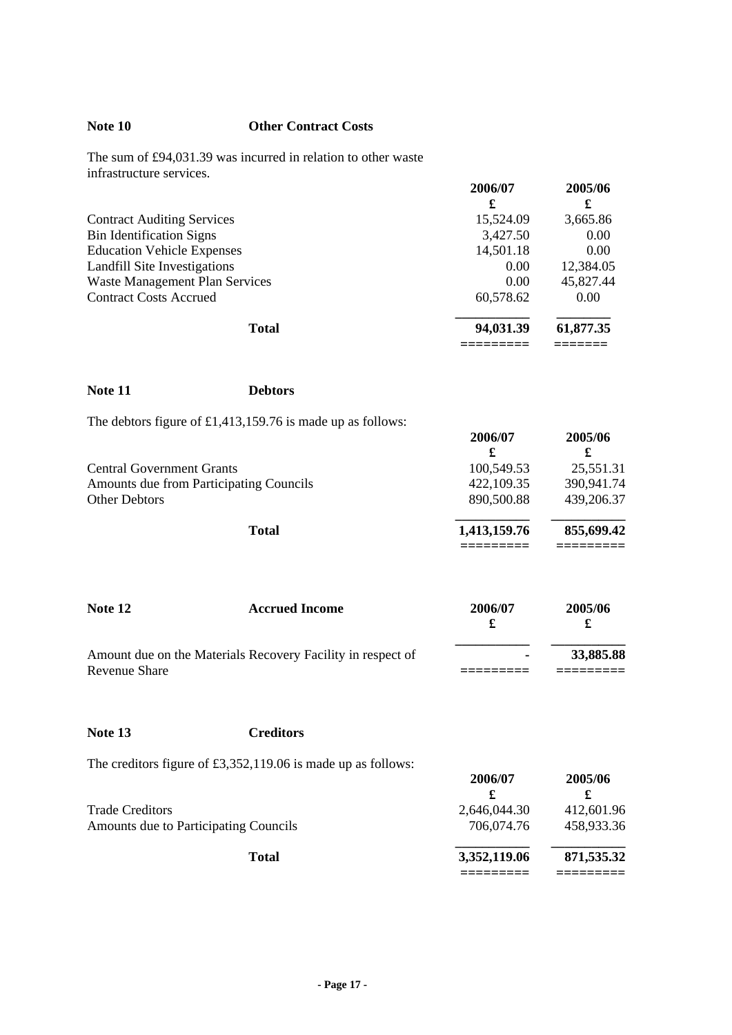## Note 10 Other Contract Costs

The sum of £94,031.39 was incurred in relation to other waste infrastructure services.

| | 2006/07 | 2005/06 |
|---|---|---|
| | £ | £ |
| Contract Auditing Services | 15,524.09 | 3,665.86 |
| Bin Identification Signs | 3,427.50 | 0.00 |
| Education Vehicle Expenses | 14,501.18 | 0.00 |
| Landfill Site Investigations | 0.00 | 12,384.05 |
| Waste Management Plan Services | 0.00 | 45,827.44 |
| Contract Costs Accrued | 60,578.62 | 0.00 |
| **Total** | **94,031.39** | **61,877.35** |

## Note 11 Debtors

The debtors figure of £1,413,159.76 is made up as follows:

| | 2006/07 | 2005/06 |
|---|---|---|
| | £ | £ |
| Central Government Grants | 100,549.53 | 25,551.31 |
| Amounts due from Participating Councils | 422,109.35 | 390,941.74 |
| Other Debtors | 890,500.88 | 439,206.37 |
| **Total** | **1,413,159.76** | **855,699.42** |

## Note 12 Accrued Income

| | 2006/07 | 2005/06 |
|---|---|---|
| | £ | £ |
| Amount due on the Materials Recovery Facility in respect of Revenue Share | - | **33,885.88** |

## Note 13 Creditors

The creditors figure of £3,352,119.06 is made up as follows:

| | 2006/07 | 2005/06 |
|---|---|---|
| | £ | £ |
| Trade Creditors | 2,646,044.30 | 412,601.96 |
| Amounts due to Participating Councils | 706,074.76 | 458,933.36 |
| **Total** | **3,352,119.06** | **871,535.32** |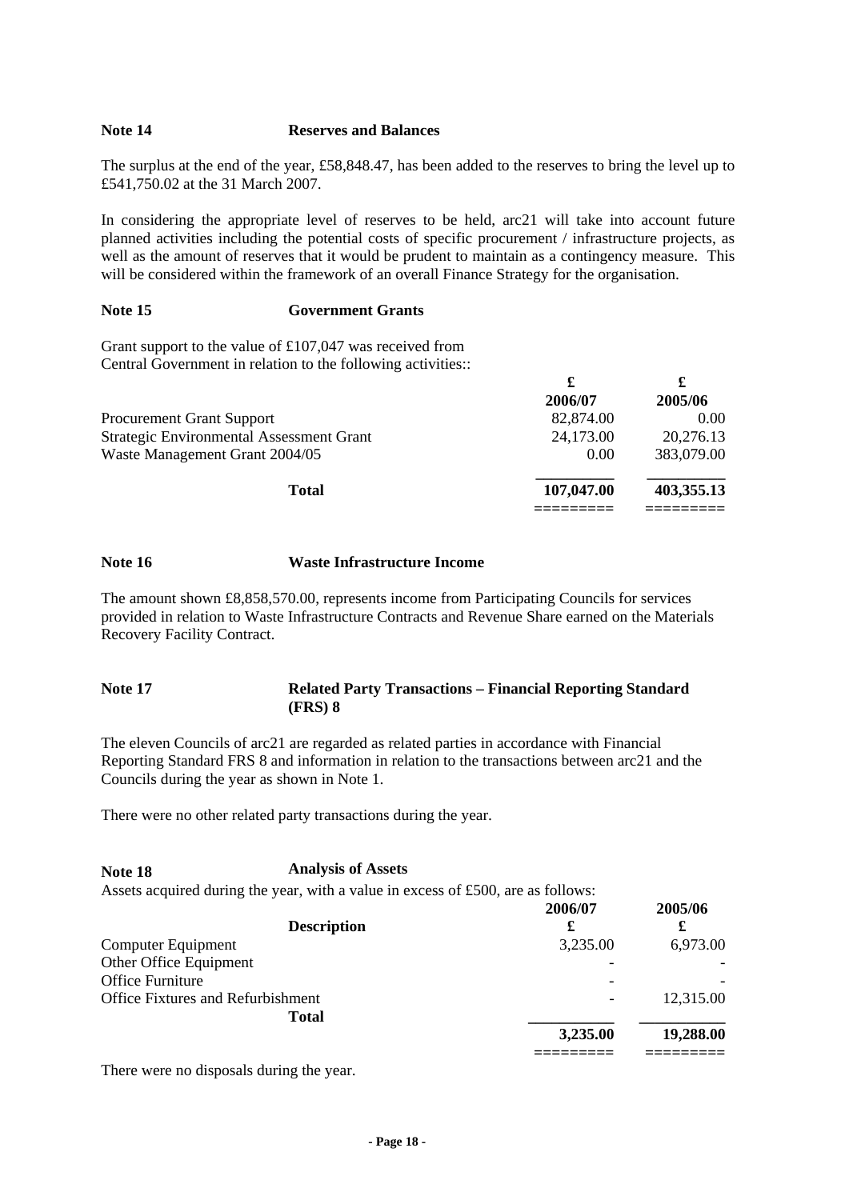## Note 14 Reserves and Balances

The surplus at the end of the year, £58,848.47, has been added to the reserves to bring the level up to £541,750.02 at the 31 March 2007.

In considering the appropriate level of reserves to be held, arc21 will take into account future planned activities including the potential costs of specific procurement / infrastructure projects, as well as the amount of reserves that it would be prudent to maintain as a contingency measure. This will be considered within the framework of an overall Finance Strategy for the organisation.

## Note 15 Government Grants

Grant support to the value of £107,047 was received from Central Government in relation to the following activities::

| | £ 2006/07 | £ 2005/06 |
|---|---|---|
| Procurement Grant Support | 82,874.00 | 0.00 |
| Strategic Environmental Assessment Grant | 24,173.00 | 20,276.13 |
| Waste Management Grant 2004/05 | 0.00 | 383,079.00 |
| **Total** | **107,047.00** | **403,355.13** |

## Note 16 Waste Infrastructure Income

The amount shown £8,858,570.00, represents income from Participating Councils for services provided in relation to Waste Infrastructure Contracts and Revenue Share earned on the Materials Recovery Facility Contract.

## Note 17 Related Party Transactions – Financial Reporting Standard (FRS) 8

The eleven Councils of arc21 are regarded as related parties in accordance with Financial Reporting Standard FRS 8 and information in relation to the transactions between arc21 and the Councils during the year as shown in Note 1.

There were no other related party transactions during the year.

## Note 18 Analysis of Assets

Assets acquired during the year, with a value in excess of £500, are as follows:

| Description | 2006/07 £ | 2005/06 £ |
|---|---|---|
| Computer Equipment | 3,235.00 | 6,973.00 |
| Other Office Equipment | - | - |
| Office Furniture | - | - |
| Office Fixtures and Refurbishment | - | 12,315.00 |
| **Total** | **3,235.00** | **19,288.00** |

There were no disposals during the year.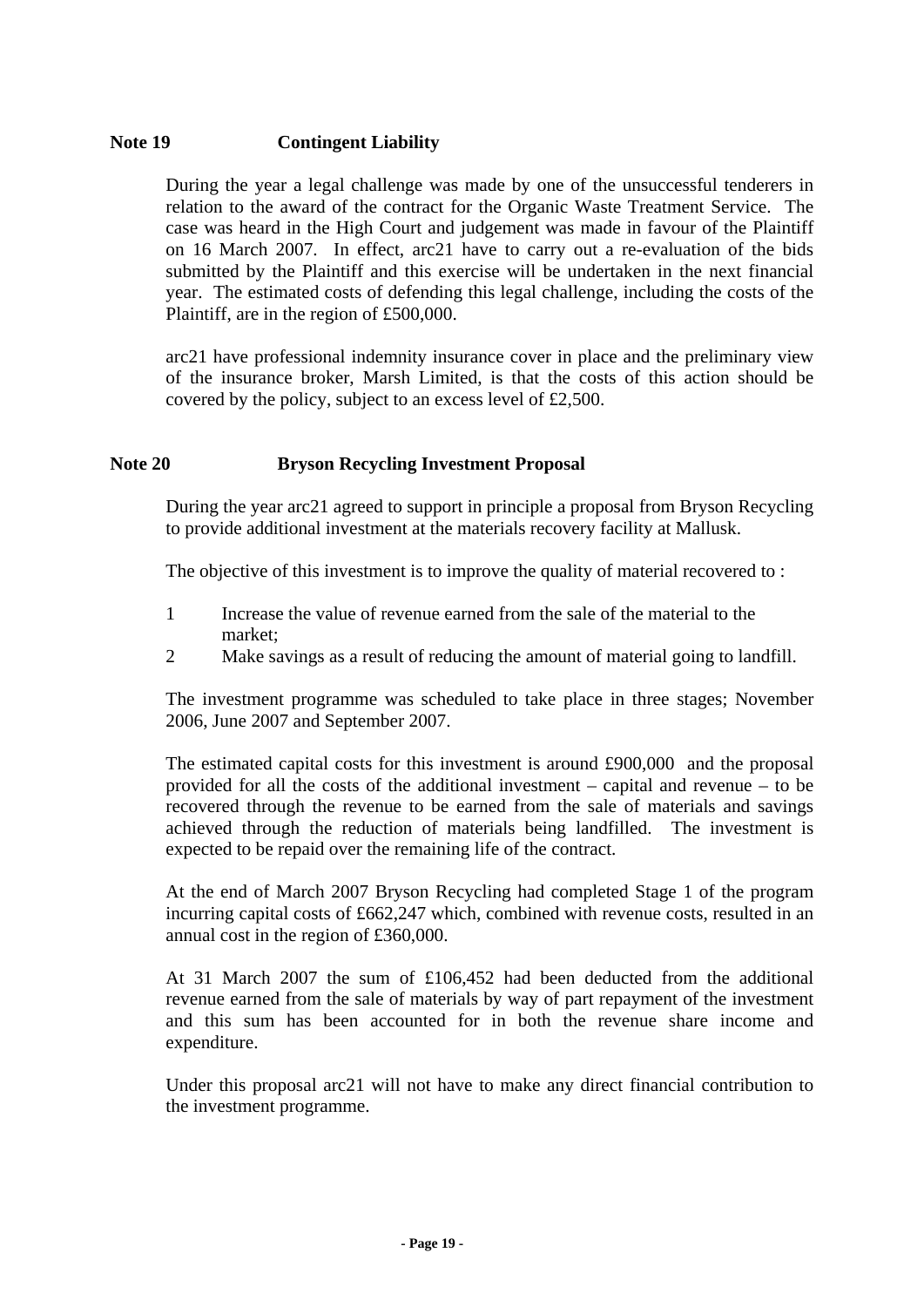**Note 19 Contingent Liability**

During the year a legal challenge was made by one of the unsuccessful tenderers in relation to the award of the contract for the Organic Waste Treatment Service. The case was heard in the High Court and judgement was made in favour of the Plaintiff on 16 March 2007. In effect, arc21 have to carry out a re-evaluation of the bids submitted by the Plaintiff and this exercise will be undertaken in the next financial year. The estimated costs of defending this legal challenge, including the costs of the Plaintiff, are in the region of £500,000.

arc21 have professional indemnity insurance cover in place and the preliminary view of the insurance broker, Marsh Limited, is that the costs of this action should be covered by the policy, subject to an excess level of £2,500.

**Note 20 Bryson Recycling Investment Proposal**

During the year arc21 agreed to support in principle a proposal from Bryson Recycling to provide additional investment at the materials recovery facility at Mallusk.

The objective of this investment is to improve the quality of material recovered to :

1. Increase the value of revenue earned from the sale of the material to the market;
2. Make savings as a result of reducing the amount of material going to landfill.

The investment programme was scheduled to take place in three stages; November 2006, June 2007 and September 2007.

The estimated capital costs for this investment is around £900,000 and the proposal provided for all the costs of the additional investment – capital and revenue – to be recovered through the revenue to be earned from the sale of materials and savings achieved through the reduction of materials being landfilled. The investment is expected to be repaid over the remaining life of the contract.

At the end of March 2007 Bryson Recycling had completed Stage 1 of the program incurring capital costs of £662,247 which, combined with revenue costs, resulted in an annual cost in the region of £360,000.

At 31 March 2007 the sum of £106,452 had been deducted from the additional revenue earned from the sale of materials by way of part repayment of the investment and this sum has been accounted for in both the revenue share income and expenditure.

Under this proposal arc21 will not have to make any direct financial contribution to the investment programme.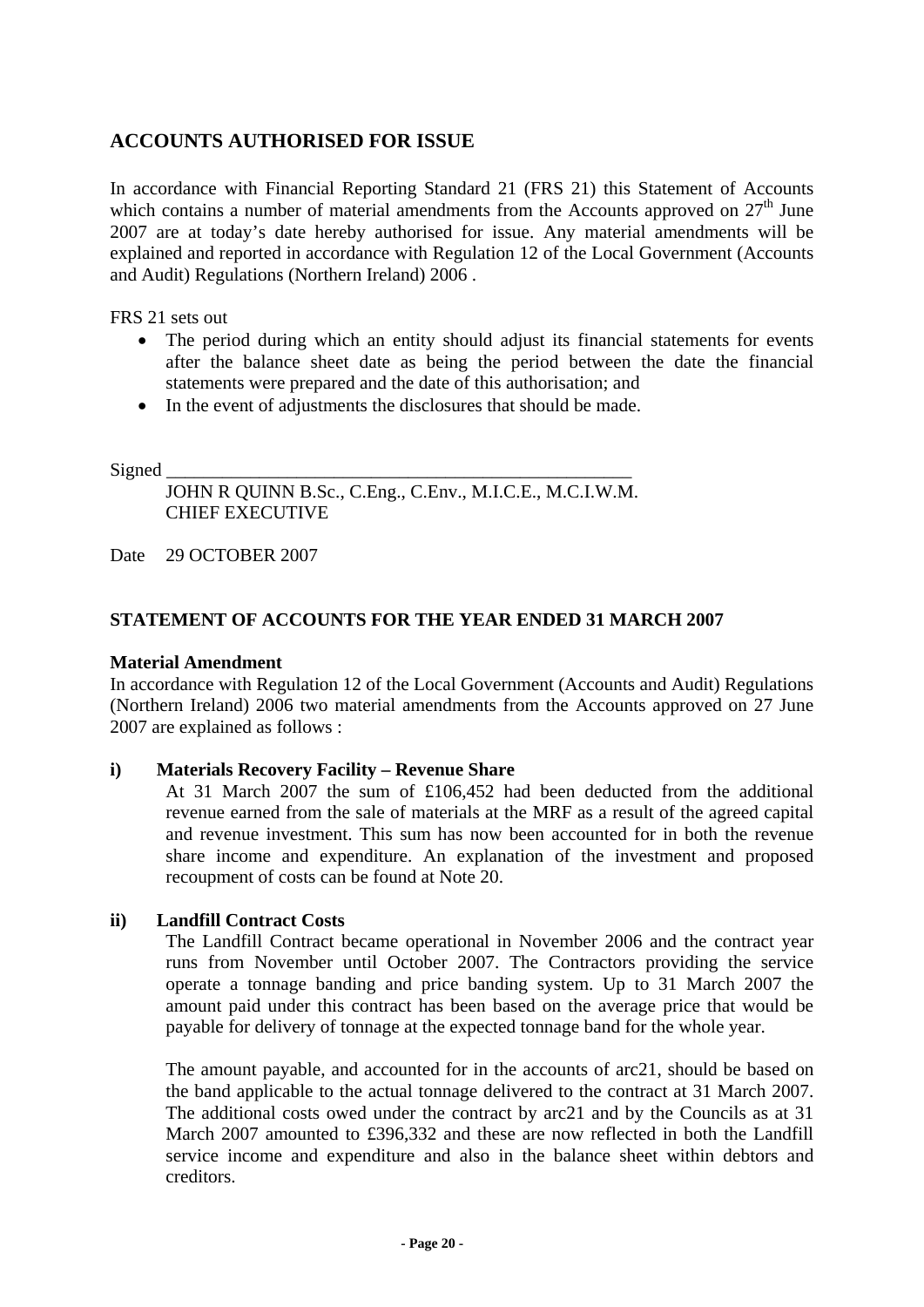## ACCOUNTS AUTHORISED FOR ISSUE

In accordance with Financial Reporting Standard 21 (FRS 21) this Statement of Accounts which contains a number of material amendments from the Accounts approved on 27th June 2007 are at today's date hereby authorised for issue. Any material amendments will be explained and reported in accordance with Regulation 12 of the Local Government (Accounts and Audit) Regulations (Northern Ireland) 2006 .

FRS 21 sets out

- The period during which an entity should adjust its financial statements for events after the balance sheet date as being the period between the date the financial statements were prepared and the date of this authorisation; and
- In the event of adjustments the disclosures that should be made.

Signed ____________________________________________________

JOHN R QUINN B.Sc., C.Eng., C.Env., M.I.C.E., M.C.I.W.M.
CHIEF EXECUTIVE

Date 29 OCTOBER 2007

### STATEMENT OF ACCOUNTS FOR THE YEAR ENDED 31 MARCH 2007

**Material Amendment**

In accordance with Regulation 12 of the Local Government (Accounts and Audit) Regulations (Northern Ireland) 2006 two material amendments from the Accounts approved on 27 June 2007 are explained as follows :

**i) Materials Recovery Facility – Revenue Share**

At 31 March 2007 the sum of £106,452 had been deducted from the additional revenue earned from the sale of materials at the MRF as a result of the agreed capital and revenue investment. This sum has now been accounted for in both the revenue share income and expenditure. An explanation of the investment and proposed recoupment of costs can be found at Note 20.

**ii) Landfill Contract Costs**

The Landfill Contract became operational in November 2006 and the contract year runs from November until October 2007. The Contractors providing the service operate a tonnage banding and price banding system. Up to 31 March 2007 the amount paid under this contract has been based on the average price that would be payable for delivery of tonnage at the expected tonnage band for the whole year.

The amount payable, and accounted for in the accounts of arc21, should be based on the band applicable to the actual tonnage delivered to the contract at 31 March 2007. The additional costs owed under the contract by arc21 and by the Councils as at 31 March 2007 amounted to £396,332 and these are now reflected in both the Landfill service income and expenditure and also in the balance sheet within debtors and creditors.